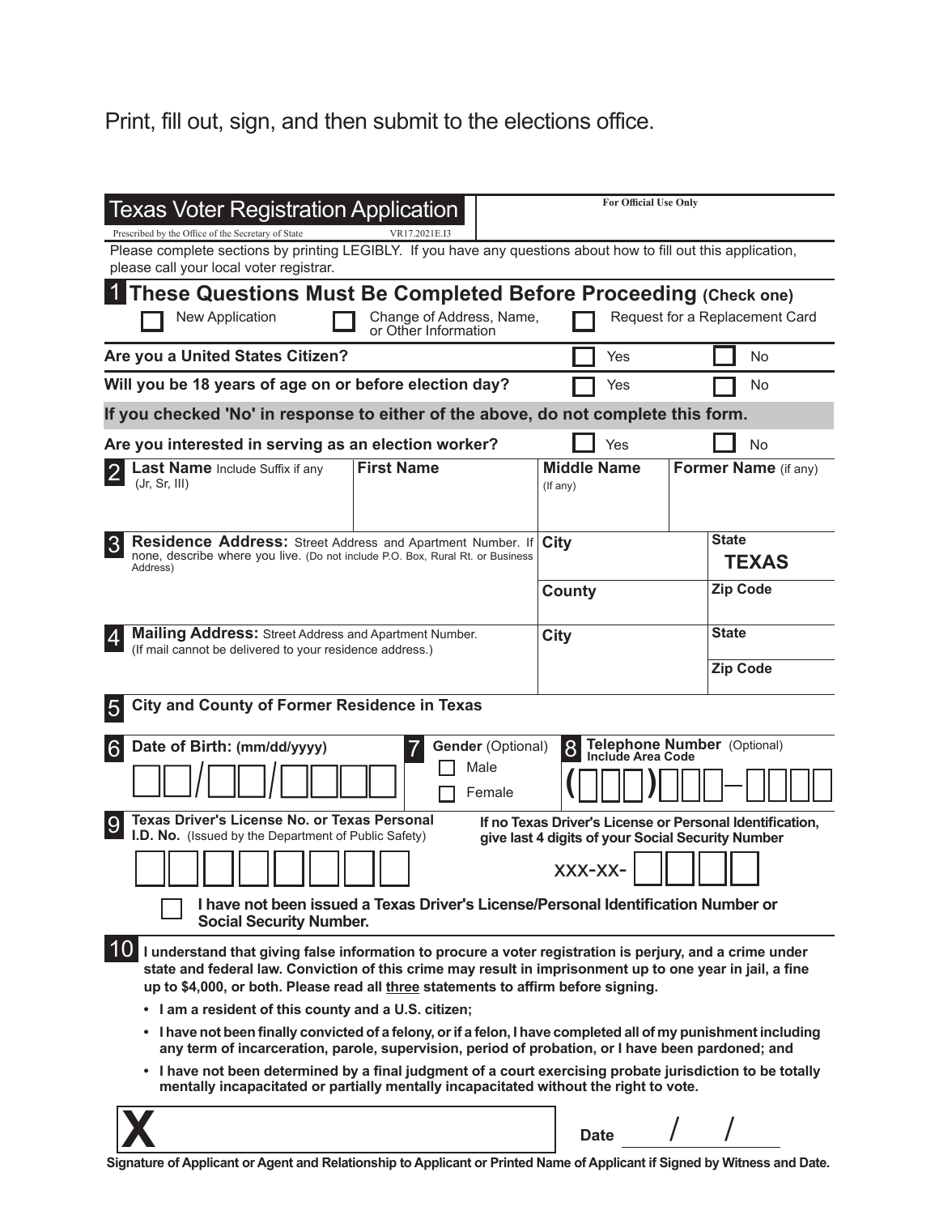Print, fill out, sign, and then submit to the elections office.

# Texas Voter Registration Application

Prescribed by the Office of the Secretary of State VR17.2021E.I3

**For Official Use Only**

Please complete sections by printing LEGIBLY. If you have any questions about how to fill out this application, please call your local voter registrar.

## 1 These Questions Must Be Completed Before Proceeding (Check one)

☐ New Application ☐ Change of Address, Name, or Other Information ☐ Request for a Replacement Card

| | | |
|---|---|---|
| **Are you a United States Citizen?** | ☐ Yes | ☐ No |
| **Will you be 18 years of age on or before election day?** | ☐ Yes | ☐ No |

**If you checked 'No' in response to either of the above, do not complete this form.**

| | | |
|---|---|---|
| **Are you interested in serving as an election worker?** | ☐ Yes | ☐ No |

| 2 **Last Name** Include Suffix if any (Jr, Sr, III) | **First Name** | **Middle Name** (If any) | **Former Name** (if any) |
|---|---|---|---|
| | | | |

| 3 **Residence Address:** Street Address and Apartment Number. If none, describe where you live. (Do not include P.O. Box, Rural Rt. or Business Address) | **City** | **State** TEXAS |
|---|---|---|
| | **County** | **Zip Code** |

| 4 **Mailing Address:** Street Address and Apartment Number. (If mail cannot be delivered to your residence address.) | **City** | **State** |
|---|---|---|
| | | **Zip Code** |

**5 City and County of Former Residence in Texas**

**6 Date of Birth: (mm/dd/yyyy)** ___/___/_____

**7 Gender** (Optional) ☐ Male ☐ Female

**8 Telephone Number** (Optional) **Include Area Code** (___)___–____

**9 Texas Driver's License No. or Texas Personal I.D. No.** (Issued by the Department of Public Safety)

**If no Texas Driver's License or Personal Identification, give last 4 digits of your Social Security Number**

XXX-XX-____

☐ **I have not been issued a Texas Driver's License/Personal Identification Number or Social Security Number.**

**10 I understand that giving false information to procure a voter registration is perjury, and a crime under state and federal law. Conviction of this crime may result in imprisonment up to one year in jail, a fine up to $4,000, or both. Please read all three statements to affirm before signing.**

- **I am a resident of this county and a U.S. citizen;**
- **I have not been finally convicted of a felony, or if a felon, I have completed all of my punishment including any term of incarceration, parole, supervision, period of probation, or I have been pardoned; and**
- **I have not been determined by a final judgment of a court exercising probate jurisdiction to be totally mentally incapacitated or partially mentally incapacitated without the right to vote.**

**X** ______________________________ **Date** ___/___/___

**Signature of Applicant or Agent and Relationship to Applicant or Printed Name of Applicant if Signed by Witness and Date.**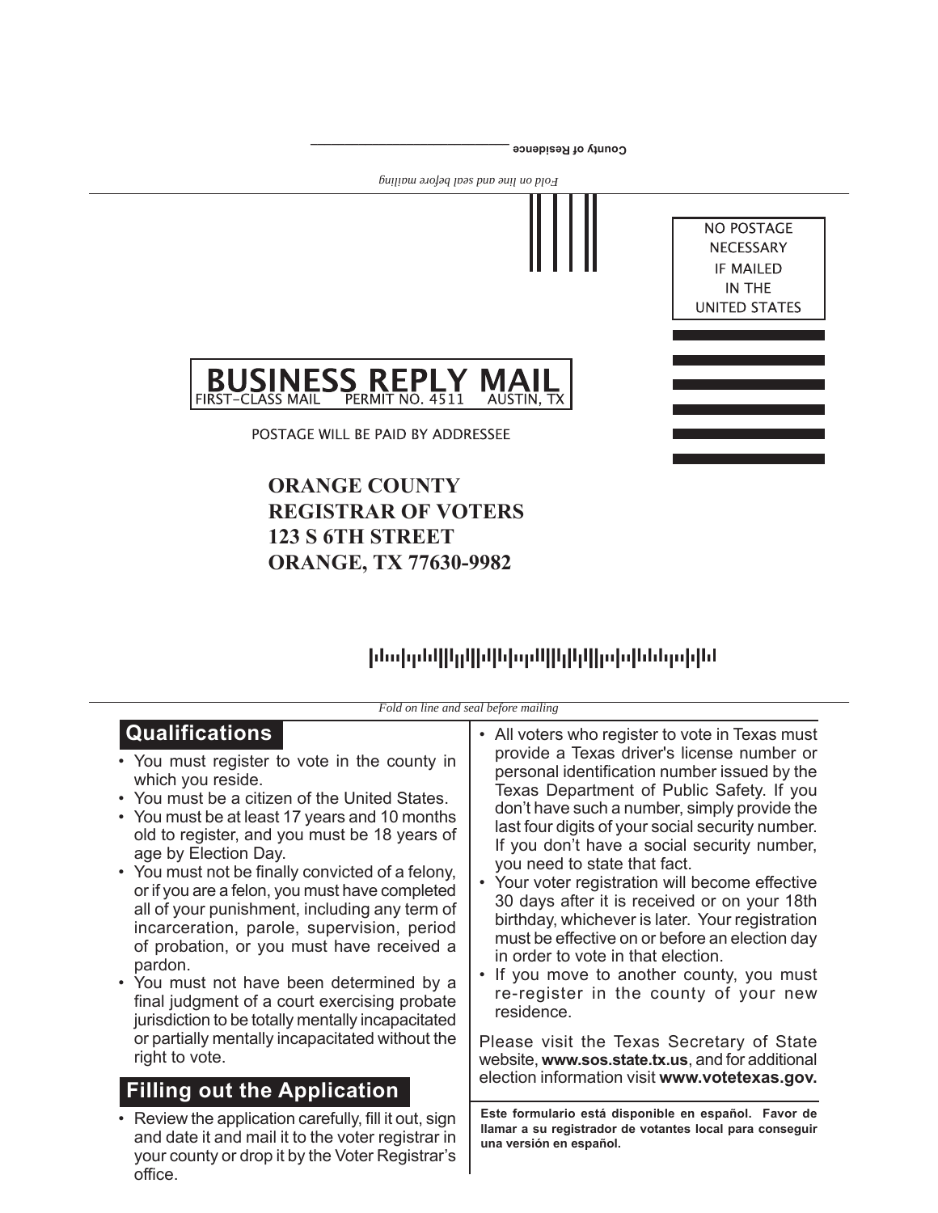County of Residence ________________________

*Fold on line and seal before mailing*

NO POSTAGE
NECESSARY
IF MAILED
IN THE
UNITED STATES

**BUSINESS REPLY MAIL**
FIRST-CLASS MAIL PERMIT NO. 4511 AUSTIN, TX

POSTAGE WILL BE PAID BY ADDRESSEE

**ORANGE COUNTY**
**REGISTRAR OF VOTERS**
**123 S 6TH STREET**
**ORANGE, TX 77630-9982**

*Fold on line and seal before mailing*

## Qualifications

- You must register to vote in the county in which you reside.
- You must be a citizen of the United States.
- You must be at least 17 years and 10 months old to register, and you must be 18 years of age by Election Day.
- You must not be finally convicted of a felony, or if you are a felon, you must have completed all of your punishment, including any term of incarceration, parole, supervision, period of probation, or you must have received a pardon.
- You must not have been determined by a final judgment of a court exercising probate jurisdiction to be totally mentally incapacitated or partially mentally incapacitated without the right to vote.

## Filling out the Application

- Review the application carefully, fill it out, sign and date it and mail it to the voter registrar in your county or drop it by the Voter Registrar's office.
- All voters who register to vote in Texas must provide a Texas driver's license number or personal identification number issued by the Texas Department of Public Safety. If you don't have such a number, simply provide the last four digits of your social security number. If you don't have a social security number, you need to state that fact.
- Your voter registration will become effective 30 days after it is received or on your 18th birthday, whichever is later. Your registration must be effective on or before an election day in order to vote in that election.
- If you move to another county, you must re-register in the county of your new residence.

Please visit the Texas Secretary of State website, **www.sos.state.tx.us**, and for additional election information visit **www.votetexas.gov.**

**Este formulario está disponible en español. Favor de llamar a su registrador de votantes local para conseguir una versión en español.**